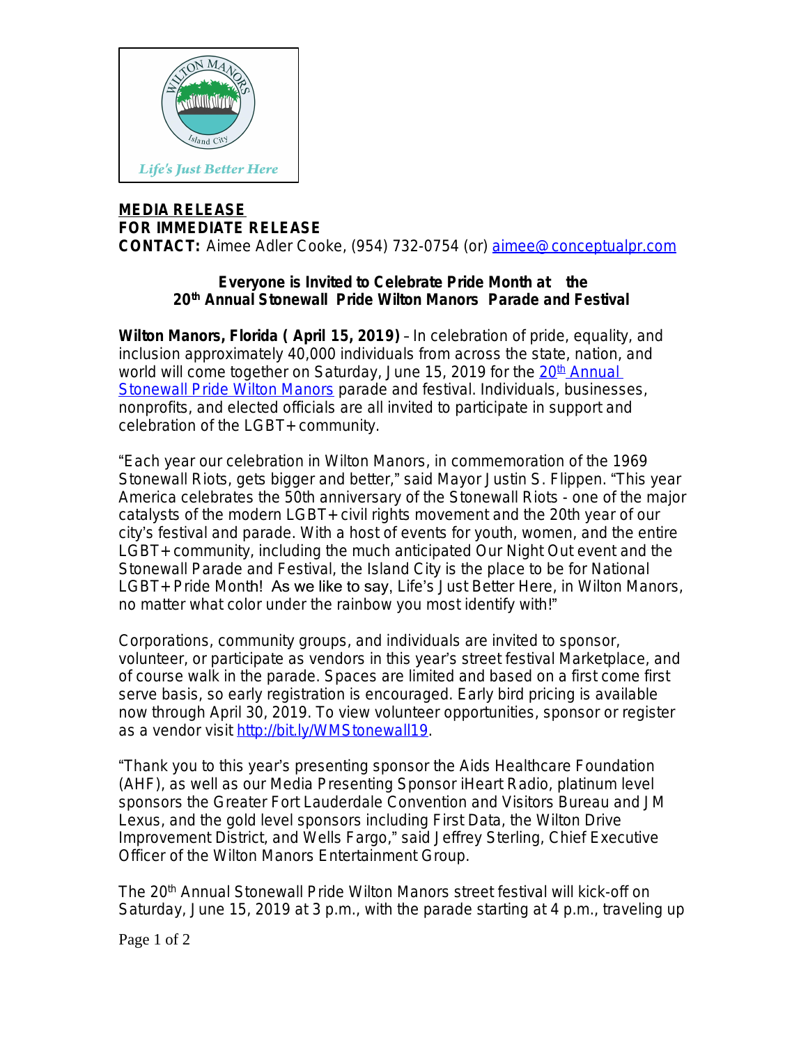**MEDIA RELEASE**
**FOR IMMEDIATE RELEASE**
**CONTACT:** Aimee Adler Cooke, (954) 732-0754 (or) aimee@conceptualpr.com

## Everyone is Invited to Celebrate Pride Month at the 20th Annual Stonewall Pride Wilton Manors Parade and Festival

**Wilton Manors, Florida ( April 15, 2019)** – In celebration of pride, equality, and inclusion approximately 40,000 individuals from across the state, nation, and world will come together on Saturday, June 15, 2019 for the 20th Annual Stonewall Pride Wilton Manors parade and festival. Individuals, businesses, nonprofits, and elected officials are all invited to participate in support and celebration of the LGBT+ community.

"Each year our celebration in Wilton Manors, in commemoration of the 1969 Stonewall Riots, gets bigger and better," said Mayor Justin S. Flippen. "This year America celebrates the 50th anniversary of the Stonewall Riots - one of the major catalysts of the modern LGBT+ civil rights movement and the 20th year of our city's festival and parade. With a host of events for youth, women, and the entire LGBT+ community, including the much anticipated Our Night Out event and the Stonewall Parade and Festival, the Island City is the place to be for National LGBT+ Pride Month! As we like to say, Life's Just Better Here, in Wilton Manors, no matter what color under the rainbow you most identify with!"

Corporations, community groups, and individuals are invited to sponsor, volunteer, or participate as vendors in this year's street festival Marketplace, and of course walk in the parade. Spaces are limited and based on a first come first serve basis, so early registration is encouraged. Early bird pricing is available now through April 30, 2019. To view volunteer opportunities, sponsor or register as a vendor visit http://bit.ly/WMStonewall19.

"Thank you to this year's presenting sponsor the Aids Healthcare Foundation (AHF), as well as our Media Presenting Sponsor iHeart Radio, platinum level sponsors the Greater Fort Lauderdale Convention and Visitors Bureau and JM Lexus, and the gold level sponsors including First Data, the Wilton Drive Improvement District, and Wells Fargo," said Jeffrey Sterling, Chief Executive Officer of the Wilton Manors Entertainment Group.

The 20th Annual Stonewall Pride Wilton Manors street festival will kick-off on Saturday, June 15, 2019 at 3 p.m., with the parade starting at 4 p.m., traveling up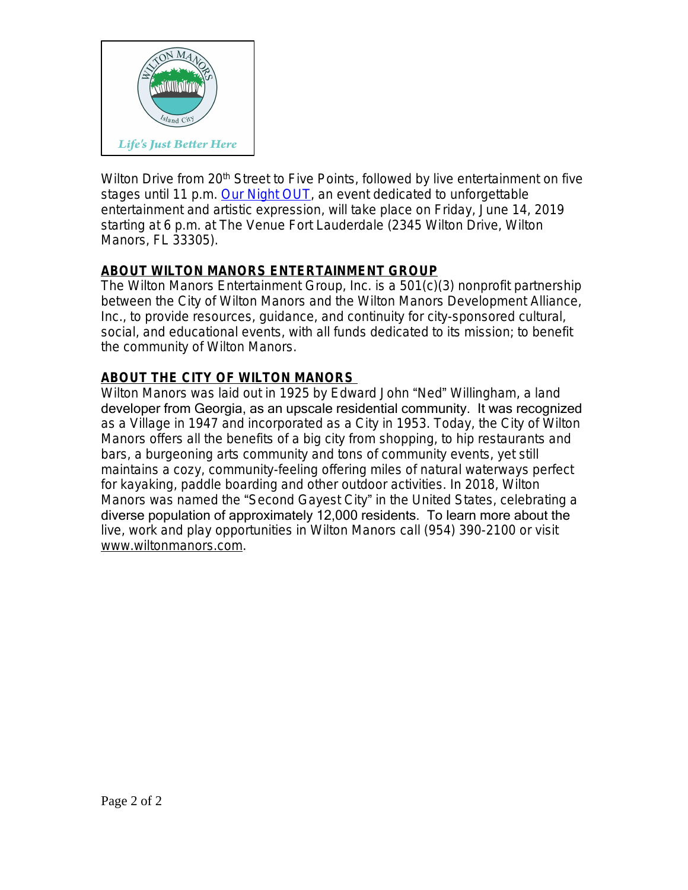Wilton Drive from 20th Street to Five Points, followed by live entertainment on five stages until 11 p.m. Our Night OUT, an event dedicated to unforgettable entertainment and artistic expression, will take place on Friday, June 14, 2019 starting at 6 p.m. at The Venue Fort Lauderdale (2345 Wilton Drive, Wilton Manors, FL 33305).

**ABOUT WILTON MANORS ENTERTAINMENT GROUP**

The Wilton Manors Entertainment Group, Inc. is a 501(c)(3) nonprofit partnership between the City of Wilton Manors and the Wilton Manors Development Alliance, Inc., to provide resources, guidance, and continuity for city-sponsored cultural, social, and educational events, with all funds dedicated to its mission; to benefit the community of Wilton Manors.

**ABOUT THE CITY OF WILTON MANORS**

Wilton Manors was laid out in 1925 by Edward John "Ned" Willingham, a land developer from Georgia, as an upscale residential community. It was recognized as a Village in 1947 and incorporated as a City in 1953. Today, the City of Wilton Manors offers all the benefits of a big city from shopping, to hip restaurants and bars, a burgeoning arts community and tons of community events, yet still maintains a cozy, community-feeling offering miles of natural waterways perfect for kayaking, paddle boarding and other outdoor activities. In 2018, Wilton Manors was named the "Second Gayest City" in the United States, celebrating a diverse population of approximately 12,000 residents. To learn more about the live, work and play opportunities in Wilton Manors call (954) 390-2100 or visit www.wiltonmanors.com.